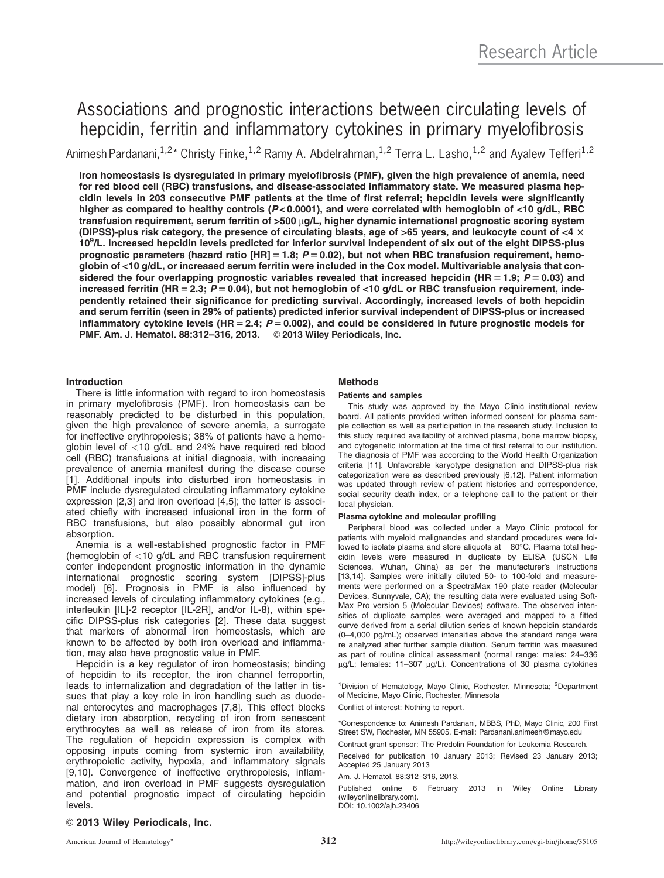# Associations and prognostic interactions between circulating levels of hepcidin, ferritin and inflammatory cytokines in primary myelofibrosis

Animesh Pardanani,[1,2]* Christy Finke,[1,2] Ramy A. Abdelrahman,[1,2] Terra L. Lasho,[1,2] and Ayalew Tefferi[1,2]

**Iron homeostasis is dysregulated in primary myelofibrosis (PMF), given the high prevalence of anemia, need for red blood cell (RBC) transfusions, and disease-associated inflammatory state. We measured plasma hepcidin levels in 203 consecutive PMF patients at the time of first referral; hepcidin levels were significantly higher as compared to healthy controls ($P < 0.0001$), and were correlated with hemoglobin of <10 g/dL, RBC transfusion requirement, serum ferritin of >500 μg/L, higher dynamic international prognostic scoring system (DIPSS)-plus risk category, the presence of circulating blasts, age of >65 years, and leukocyte count of <4 × 10$^9$/L. Increased hepcidin levels predicted for inferior survival independent of six out of the eight DIPSS-plus prognostic parameters (hazard ratio [HR] = 1.8; $P = 0.02$), but not when RBC transfusion requirement, hemoglobin of <10 g/dL, or increased serum ferritin were included in the Cox model. Multivariable analysis that considered the four overlapping prognostic variables revealed that increased hepcidin (HR = 1.9; $P = 0.03$) and increased ferritin (HR = 2.3; $P = 0.04$), but not hemoglobin of <10 g/dL or RBC transfusion requirement, independently retained their significance for predicting survival. Accordingly, increased levels of both hepcidin and serum ferritin (seen in 29% of patients) predicted inferior survival independent of DIPSS-plus or increased inflammatory cytokine levels (HR = 2.4; $P = 0.002$), and could be considered in future prognostic models for PMF. Am. J. Hematol. 88:312–316, 2013. © 2013 Wiley Periodicals, Inc.**

## Introduction

There is little information with regard to iron homeostasis in primary myelofibrosis (PMF). Iron homeostasis can be reasonably predicted to be disturbed in this population, given the high prevalence of severe anemia, a surrogate for ineffective erythropoiesis; 38% of patients have a hemoglobin level of <10 g/dL and 24% have required red blood cell (RBC) transfusions at initial diagnosis, with increasing prevalence of anemia manifest during the disease course [1]. Additional inputs into disturbed iron homeostasis in PMF include dysregulated circulating inflammatory cytokine expression [2,3] and iron overload [4,5]; the latter is associated chiefly with increased infusional iron in the form of RBC transfusions, but also possibly abnormal gut iron absorption.

Anemia is a well-established prognostic factor in PMF (hemoglobin of <10 g/dL and RBC transfusion requirement confer independent prognostic information in the dynamic international prognostic scoring system [DIPSS]-plus model) [6]. Prognosis in PMF is also influenced by increased levels of circulating inflammatory cytokines (e.g., interleukin [IL]-2 receptor [IL-2R], and/or IL-8), within specific DIPSS-plus risk categories [2]. These data suggest that markers of abnormal iron homeostasis, which are known to be affected by both iron overload and inflammation, may also have prognostic value in PMF.

Hepcidin is a key regulator of iron homeostasis; binding of hepcidin to its receptor, the iron channel ferroportin, leads to internalization and degradation of the latter in tissues that play a key role in iron handling such as duodenal enterocytes and macrophages [7,8]. This effect blocks dietary iron absorption, recycling of iron from senescent erythrocytes as well as release of iron from its stores. The regulation of hepcidin expression is complex with opposing inputs coming from systemic iron availability, erythropoietic activity, hypoxia, and inflammatory signals [9,10]. Convergence of ineffective erythropoiesis, inflammation, and iron overload in PMF suggests dysregulation and potential prognostic impact of circulating hepcidin levels.

## Methods

### Patients and samples

This study was approved by the Mayo Clinic institutional review board. All patients provided written informed consent for plasma sample collection as well as participation in the research study. Inclusion to this study required availability of archived plasma, bone marrow biopsy, and cytogenetic information at the time of first referral to our institution. The diagnosis of PMF was according to the World Health Organization criteria [11]. Unfavorable karyotype designation and DIPSS-plus risk categorization were as described previously [6,12]. Patient information was updated through review of patient histories and correspondence, social security death index, or a telephone call to the patient or their local physician.

### Plasma cytokine and molecular profiling

Peripheral blood was collected under a Mayo Clinic protocol for patients with myeloid malignancies and standard procedures were followed to isolate plasma and store aliquots at −80°C. Plasma total hepcidin levels were measured in duplicate by ELISA (USCN Life Sciences, Wuhan, China) as per the manufacturer's instructions [13,14]. Samples were initially diluted 50- to 100-fold and measurements were performed on a SpectraMax 190 plate reader (Molecular Devices, Sunnyvale, CA); the resulting data were evaluated using SoftMax Pro version 5 (Molecular Devices) software. The observed intensities of duplicate samples were averaged and mapped to a fitted curve derived from a serial dilution series of known hepcidin standards (0–4,000 pg/mL); observed intensities above the standard range were re analyzed after further sample dilution. Serum ferritin was measured as part of routine clinical assessment (normal range: males: 24–336 μg/L; females: 11–307 μg/L). Concentrations of 30 plasma cytokines

[1]Division of Hematology, Mayo Clinic, Rochester, Minnesota; [2]Department of Medicine, Mayo Clinic, Rochester, Minnesota

Conflict of interest: Nothing to report.

*Correspondence to: Animesh Pardanani, MBBS, PhD, Mayo Clinic, 200 First Street SW, Rochester, MN 55905. E-mail: Pardanani.animesh@mayo.edu

Contract grant sponsor: The Predolin Foundation for Leukemia Research.

Received for publication 10 January 2013; Revised 23 January 2013; Accepted 25 January 2013

Am. J. Hematol. 88:312–316, 2013.

Published online 6 February 2013 in Wiley Online Library (wileyonlinelibrary.com).
DOI: 10.1002/ajh.23406

© 2013 Wiley Periodicals, Inc.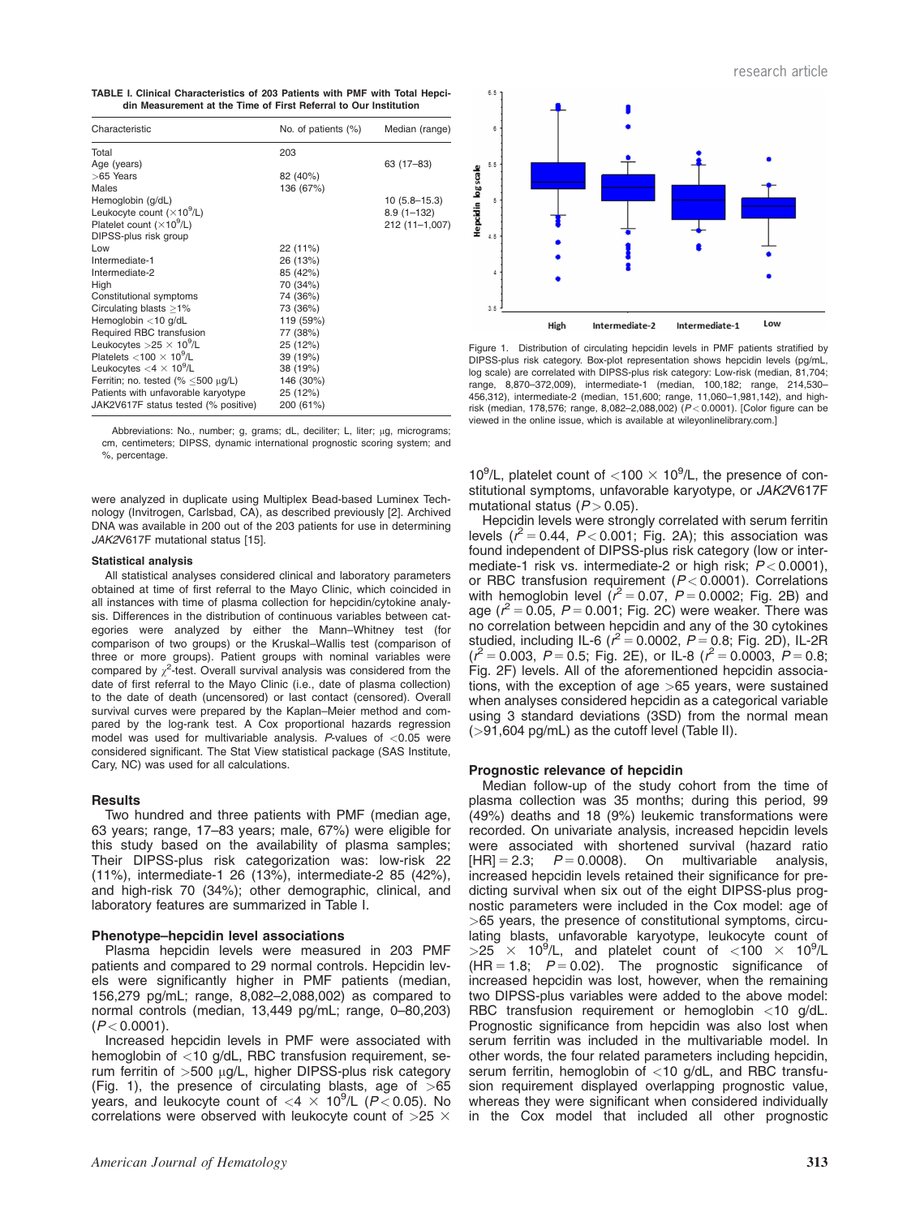**TABLE I. Clinical Characteristics of 203 Patients with PMF with Total Hepcidin Measurement at the Time of First Referral to Our Institution**

| Characteristic | No. of patients (%) | Median (range) |
|---|---|---|
| Total | 203 | |
| Age (years) | | 63 (17–83) |
| >65 Years | 82 (40%) | |
| Males | 136 (67%) | |
| Hemoglobin (g/dL) | | 10 (5.8–15.3) |
| Leukocyte count ($\times 10^9$/L) | | 8.9 (1–132) |
| Platelet count ($\times 10^9$/L) | | 212 (11–1,007) |
| DIPSS-plus risk group | | |
| Low | 22 (11%) | |
| Intermediate-1 | 26 (13%) | |
| Intermediate-2 | 85 (42%) | |
| High | 70 (34%) | |
| Constitutional symptoms | 74 (36%) | |
| Circulating blasts ≥1% | 73 (36%) | |
| Hemoglobin <10 g/dL | 119 (59%) | |
| Required RBC transfusion | 77 (38%) | |
| Leukocytes >25 × $10^9$/L | 25 (12%) | |
| Platelets <100 × $10^9$/L | 39 (19%) | |
| Leukocytes <4 × $10^9$/L | 38 (19%) | |
| Ferritin; no. tested (% ≤500 μg/L) | 146 (30%) | |
| Patients with unfavorable karyotype | 25 (12%) | |
| JAK2V617F status tested (% positive) | 200 (61%) | |

Abbreviations: No., number; g, grams; dL, deciliter; L, liter; μg, micrograms; cm, centimeters; DIPSS, dynamic international prognostic scoring system; and %, percentage.

were analyzed in duplicate using Multiplex Bead-based Luminex Technology (Invitrogen, Carlsbad, CA), as described previously [2]. Archived DNA was available in 200 out of the 203 patients for use in determining *JAK2*V617F mutational status [15].

### Statistical analysis

All statistical analyses considered clinical and laboratory parameters obtained at time of first referral to the Mayo Clinic, which coincided in all instances with time of plasma collection for hepcidin/cytokine analysis. Differences in the distribution of continuous variables between categories were analyzed by either the Mann–Whitney test (for comparison of two groups) or the Kruskal–Wallis test (comparison of three or more groups). Patient groups with nominal variables were compared by $\chi^2$-test. Overall survival analysis was considered from the date of first referral to the Mayo Clinic (i.e., date of plasma collection) to the date of death (uncensored) or last contact (censored). Overall survival curves were prepared by the Kaplan–Meier method and compared by the log-rank test. A Cox proportional hazards regression model was used for multivariable analysis. *P*-values of <0.05 were considered significant. The Stat View statistical package (SAS Institute, Cary, NC) was used for all calculations.

## Results

Two hundred and three patients with PMF (median age, 63 years; range, 17–83 years; male, 67%) were eligible for this study based on the availability of plasma samples; Their DIPSS-plus risk categorization was: low-risk 22 (11%), intermediate-1 26 (13%), intermediate-2 85 (42%), and high-risk 70 (34%); other demographic, clinical, and laboratory features are summarized in Table I.

### Phenotype–hepcidin level associations

Plasma hepcidin levels were measured in 203 PMF patients and compared to 29 normal controls. Hepcidin levels were significantly higher in PMF patients (median, 156,279 pg/mL; range, 8,082–2,088,002) as compared to normal controls (median, 13,449 pg/mL; range, 0–80,203) ($P < 0.0001$).

Increased hepcidin levels in PMF were associated with hemoglobin of <10 g/dL, RBC transfusion requirement, serum ferritin of >500 μg/L, higher DIPSS-plus risk category (Fig. 1), the presence of circulating blasts, age of >65 years, and leukocyte count of <4 × $10^9$/L ($P < 0.05$). No correlations were observed with leukocyte count of >25 × $10^9$/L, platelet count of <100 × $10^9$/L, the presence of constitutional symptoms, unfavorable karyotype, or *JAK2*V617F mutational status ($P > 0.05$).

Figure 1. Distribution of circulating hepcidin levels in PMF patients stratified by DIPSS-plus risk category. Box-plot representation shows hepcidin levels (pg/mL, log scale) are correlated with DIPSS-plus risk category: Low-risk (median, 81,704; range, 8,870–372,009), intermediate-1 (median, 100,182; range, 214,530–456,312), intermediate-2 (median, 151,600; range, 11,060–1,981,142), and high-risk (median, 178,576; range, 8,082–2,088,002) ($P < 0.0001$). [Color figure can be viewed in the online issue, which is available at wileyonlinelibrary.com.]

Hepcidin levels were strongly correlated with serum ferritin levels ($r^2 = 0.44$, $P < 0.001$; Fig. 2A); this association was found independent of DIPSS-plus risk category (low or intermediate-1 risk vs. intermediate-2 or high risk; $P < 0.0001$), or RBC transfusion requirement ($P < 0.0001$). Correlations with hemoglobin level ($r^2 = 0.07$, $P = 0.0002$; Fig. 2B) and age ($r^2 = 0.05$, $P = 0.001$; Fig. 2C) were weaker. There was no correlation between hepcidin and any of the 30 cytokines studied, including IL-6 ($r^2 = 0.0002$, $P = 0.8$; Fig. 2D), IL-2R ($r^2 = 0.003$, $P = 0.5$; Fig. 2E), or IL-8 ($r^2 = 0.0003$, $P = 0.8$; Fig. 2F) levels. All of the aforementioned hepcidin associations, with the exception of age >65 years, were sustained when analyses considered hepcidin as a categorical variable using 3 standard deviations (3SD) from the normal mean (>91,604 pg/mL) as the cutoff level (Table II).

### Prognostic relevance of hepcidin

Median follow-up of the study cohort from the time of plasma collection was 35 months; during this period, 99 (49%) deaths and 18 (9%) leukemic transformations were recorded. On univariate analysis, increased hepcidin levels were associated with shortened survival (hazard ratio [HR] = 2.3; $P = 0.0008$). On multivariable analysis, increased hepcidin levels retained their significance for predicting survival when six out of the eight DIPSS-plus prognostic parameters were included in the Cox model: age of >65 years, the presence of constitutional symptoms, circulating blasts, unfavorable karyotype, leukocyte count of >25 × $10^9$/L, and platelet count of <100 × $10^9$/L (HR = 1.8; $P = 0.02$). The prognostic significance of increased hepcidin was lost, however, when the remaining two DIPSS-plus variables were added to the above model: RBC transfusion requirement or hemoglobin <10 g/dL. Prognostic significance from hepcidin was also lost when serum ferritin was included in the multivariable model. In other words, the four related parameters including hepcidin, serum ferritin, hemoglobin of <10 g/dL, and RBC transfusion requirement displayed overlapping prognostic value, whereas they were significant when considered individually in the Cox model that included all other prognostic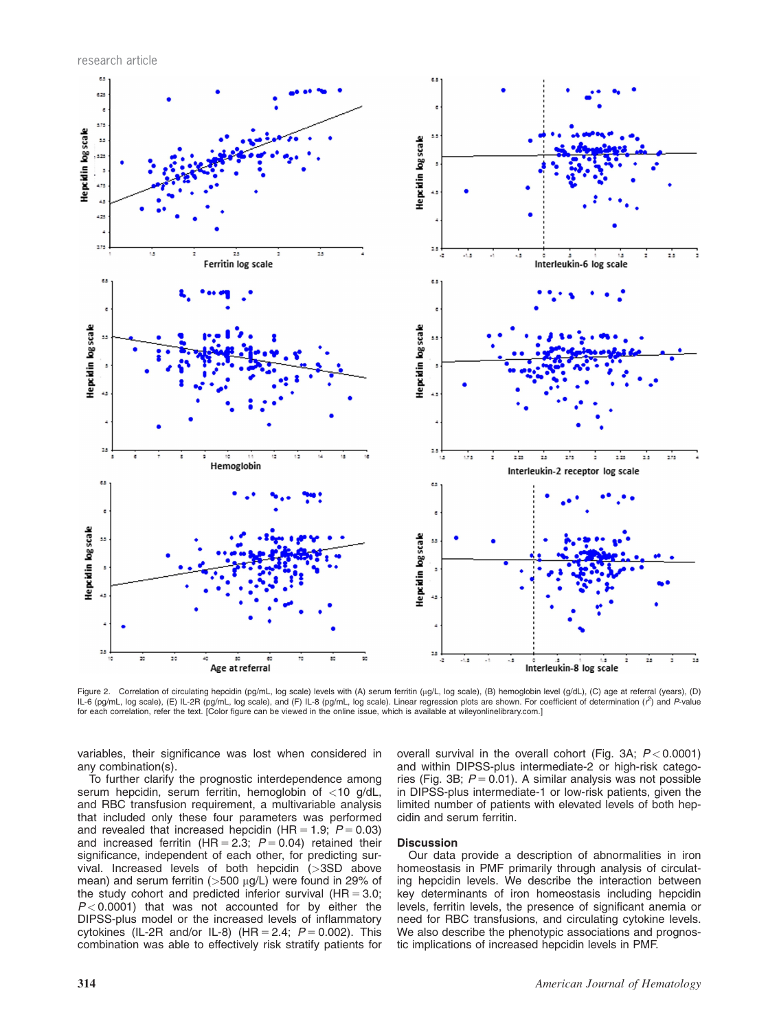Figure 2. Correlation of circulating hepcidin (pg/mL, log scale) levels with (A) serum ferritin (μg/L, log scale), (B) hemoglobin level (g/dL), (C) age at referral (years), (D) IL-6 (pg/mL, log scale), (E) IL-2R (pg/mL, log scale), and (F) IL-8 (pg/mL, log scale). Linear regression plots are shown. For coefficient of determination ($r^2$) and P-value for each correlation, refer the text. [Color figure can be viewed in the online issue, which is available at wileyonlinelibrary.com.]

variables, their significance was lost when considered in any combination(s).

To further clarify the prognostic interdependence among serum hepcidin, serum ferritin, hemoglobin of <10 g/dL, and RBC transfusion requirement, a multivariable analysis that included only these four parameters was performed and revealed that increased hepcidin (HR = 1.9; $P = 0.03$) and increased ferritin (HR = 2.3; $P = 0.04$) retained their significance, independent of each other, for predicting survival. Increased levels of both hepcidin (>3SD above mean) and serum ferritin (>500 μg/L) were found in 29% of the study cohort and predicted inferior survival (HR = 3.0; $P < 0.0001$) that was not accounted for by either the DIPSS-plus model or the increased levels of inflammatory cytokines (IL-2R and/or IL-8) (HR = 2.4; $P = 0.002$). This combination was able to effectively risk stratify patients for overall survival in the overall cohort (Fig. 3A; $P < 0.0001$) and within DIPSS-plus intermediate-2 or high-risk categories (Fig. 3B; $P = 0.01$). A similar analysis was not possible in DIPSS-plus intermediate-1 or low-risk patients, given the limited number of patients with elevated levels of both hepcidin and serum ferritin.

## Discussion

Our data provide a description of abnormalities in iron homeostasis in PMF primarily through analysis of circulating hepcidin levels. We describe the interaction between key determinants of iron homeostasis including hepcidin levels, ferritin levels, the presence of significant anemia or need for RBC transfusions, and circulating cytokine levels. We also describe the phenotypic associations and prognostic implications of increased hepcidin levels in PMF.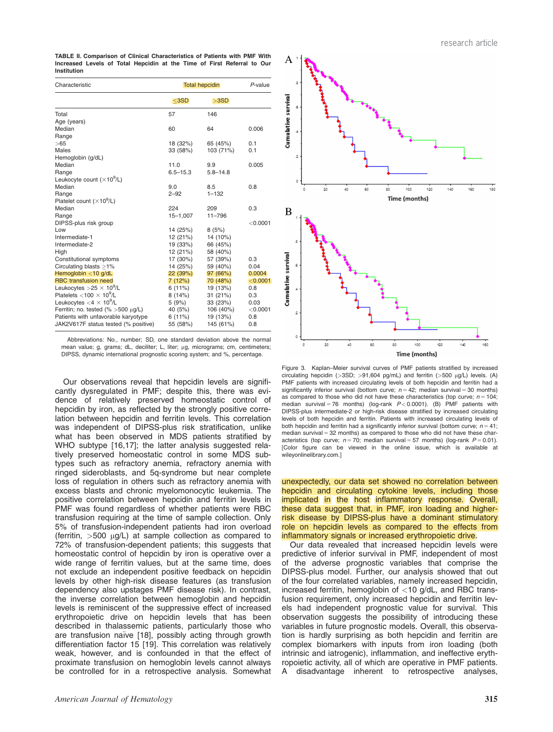**TABLE II. Comparison of Clinical Characteristics of Patients with PMF With Increased Levels of Total Hepcidin at the Time of First Referral to Our Institution**

| Characteristic | Total hepcidin | | P-value |
|---|---|---|---|
| | ≤3SD | >3SD | |
| Total | 57 | 146 | |
| Age (years) | | | |
| Median | 60 | 64 | 0.006 |
| Range | | | |
| >65 | 18 (32%) | 65 (45%) | 0.1 |
| Males | 33 (58%) | 103 (71%) | 0.1 |
| Hemoglobin (g/dL) | | | |
| Median | 11.0 | 9.9 | 0.005 |
| Range | 6.5–15.3 | 5.8–14.8 | |
| Leukocyte count ($\times 10^9$/L) | | | |
| Median | 9.0 | 8.5 | 0.8 |
| Range | 2–92 | 1–132 | |
| Platelet count ($\times 10^9$/L) | | | |
| Median | 224 | 209 | 0.3 |
| Range | 15–1,007 | 11–796 | |
| DIPSS-plus risk group | | | <0.0001 |
| Low | 14 (25%) | 8 (5%) | |
| Intermediate-1 | 12 (21%) | 14 (10%) | |
| Intermediate-2 | 19 (33%) | 66 (45%) | |
| High | 12 (21%) | 58 (40%) | |
| Constitutional symptoms | 17 (30%) | 57 (39%) | 0.3 |
| Circulating blasts ≥1% | 14 (25%) | 59 (40%) | 0.04 |
| Hemoglobin <10 g/dL | 22 (39%) | 97 (66%) | 0.0004 |
| RBC transfusion need | 7 (12%) | 70 (48%) | <0.0001 |
| Leukocytes >25 $\times 10^9$/L | 6 (11%) | 19 (13%) | 0.8 |
| Platelets <100 $\times 10^9$/L | 8 (14%) | 31 (21%) | 0.3 |
| Leukocytes <4 $\times 10^9$/L | 5 (9%) | 33 (23%) | 0.03 |
| Ferritin; no. tested (% >500 μg/L) | 40 (5%) | 106 (40%) | <0.0001 |
| Patients with unfavorable karyotype | 6 (11%) | 19 (13%) | 0.8 |
| JAK2V617F status tested (% positive) | 55 (58%) | 145 (61%) | 0.8 |

Abbreviations: No., number; SD, one standard deviation above the normal mean value; g, grams; dL, deciliter; L, liter; μg, micrograms; cm, centimeters; DIPSS, dynamic international prognostic scoring system; and %, percentage.

Figure 3. Kaplan–Meier survival curves of PMF patients stratified by increased circulating hepcidin (>3SD; >91,604 pg/mL) and ferritin (>500 μg/L) levels. (A) PMF patients with increased circulating levels of both hepcidin and ferritin had a significantly inferior survival (bottom curve; $n = 42$; median survival = 30 months) as compared to those who did not have these characteristics (top curve; $n = 104$; median survival = 76 months) (log-rank $P < 0.0001$). (B) PMF patients with DIPSS-plus intermediate-2 or high-risk disease stratified by increased circulating levels of both hepcidin and ferritin. Patients with increased circulating levels of both hepcidin and ferritin had a significantly inferior survival (bottom curve; $n = 41$; median survival = 32 months) as compared to those who did not have these characteristics (top curve; $n = 70$; median survival = 57 months) (log-rank $P = 0.01$). [Color figure can be viewed in the online issue, which is available at wileyonlinelibrary.com.]

Our observations reveal that hepcidin levels are significantly dysregulated in PMF; despite this, there was evidence of relatively preserved homeostatic control of hepcidin by iron, as reflected by the strongly positive correlation between hepcidin and ferritin levels. This correlation was independent of DIPSS-plus risk stratification, unlike what has been observed in MDS patients stratified by WHO subtype [16,17]; the latter analysis suggested relatively preserved homeostatic control in some MDS subtypes such as refractory anemia, refractory anemia with ringed sideroblasts, and 5q-syndrome but near complete loss of regulation in others such as refractory anemia with excess blasts and chronic myelomonocytic leukemia. The positive correlation between hepcidin and ferritin levels in PMF was found regardless of whether patients were RBC transfusion requiring at the time of sample collection. Only 5% of transfusion-independent patients had iron overload (ferritin, >500 μg/L) at sample collection as compared to 72% of transfusion-dependent patients; this suggests that homeostatic control of hepcidin by iron is operative over a wide range of ferritin values, but at the same time, does not exclude an independent positive feedback on hepcidin levels by other high-risk disease features (as transfusion dependency also upstages PMF disease risk). In contrast, the inverse correlation between hemoglobin and hepcidin levels is reminiscent of the suppressive effect of increased erythropoietic drive on hepcidin levels that has been described in thalassemic patients, particularly those who are transfusion naïve [18], possibly acting through growth differentiation factor 15 [19]. This correlation was relatively weak, however, and is confounded in that the effect of proximate transfusion on hemoglobin levels cannot always be controlled for in a retrospective analysis. Somewhat unexpectedly, our data set showed no correlation between hepcidin and circulating cytokine levels, including those implicated in the host inflammatory response. Overall, these data suggest that, in PMF, iron loading and higher-risk disease by DIPSS-plus have a dominant stimulatory role on hepcidin levels as compared to the effects from inflammatory signals or increased erythropoietic drive.

Our data revealed that increased hepcidin levels were predictive of inferior survival in PMF, independent of most of the adverse prognostic variables that comprise the DIPSS-plus model. Further, our analysis showed that out of the four correlated variables, namely increased hepcidin, increased ferritin, hemoglobin of <10 g/dL, and RBC transfusion requirement, only increased hepcidin and ferritin levels had independent prognostic value for survival. This observation suggests the possibility of introducing these variables in future prognostic models. Overall, this observation is hardly surprising as both hepcidin and ferritin are complex biomarkers with inputs from iron loading (both intrinsic and iatrogenic), inflammation, and ineffective erythropoietic activity, all of which are operative in PMF patients. A disadvantage inherent to retrospective analyses,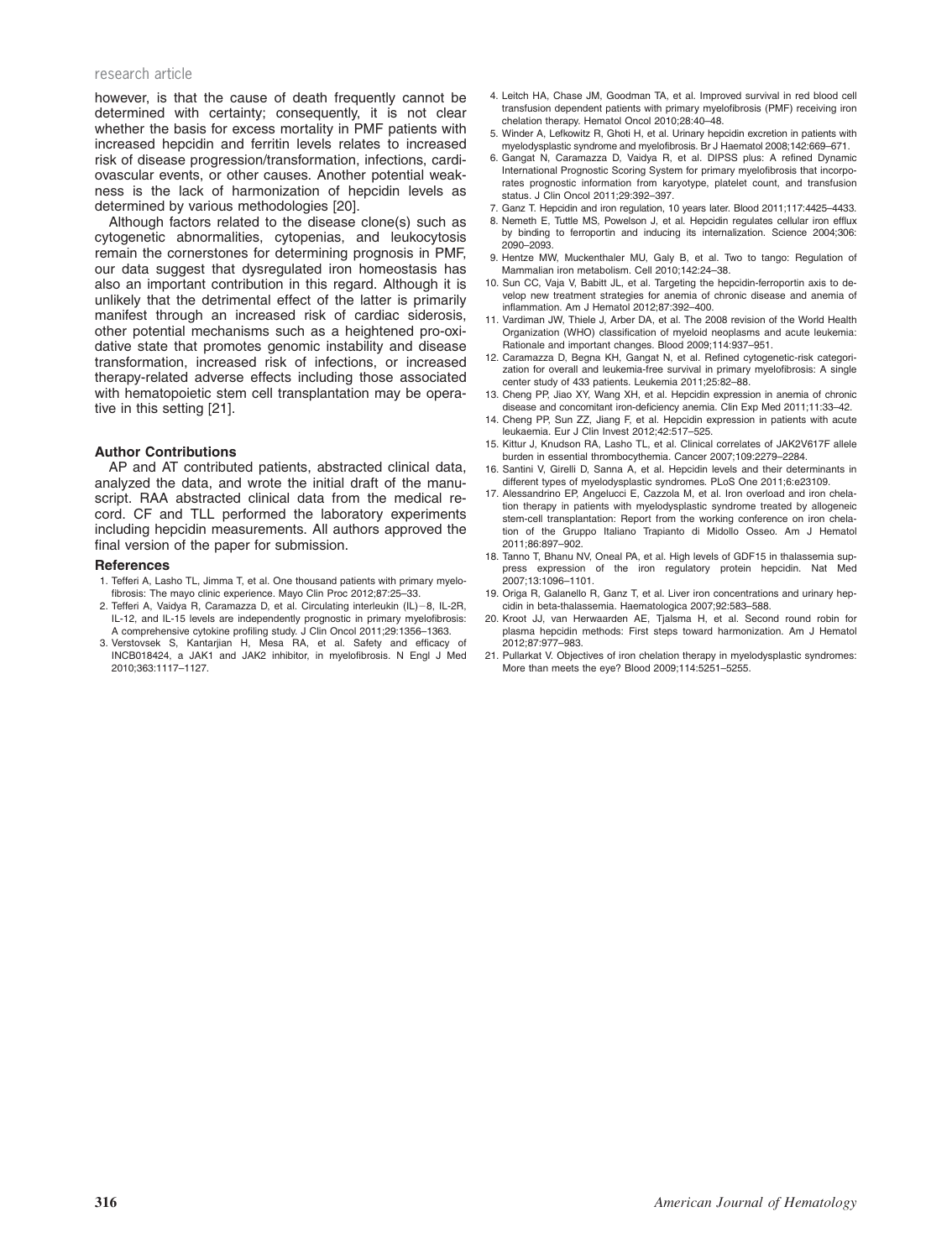however, is that the cause of death frequently cannot be determined with certainty; consequently, it is not clear whether the basis for excess mortality in PMF patients with increased hepcidin and ferritin levels relates to increased risk of disease progression/transformation, infections, cardiovascular events, or other causes. Another potential weakness is the lack of harmonization of hepcidin levels as determined by various methodologies [20].

Although factors related to the disease clone(s) such as cytogenetic abnormalities, cytopenias, and leukocytosis remain the cornerstones for determining prognosis in PMF, our data suggest that dysregulated iron homeostasis has also an important contribution in this regard. Although it is unlikely that the detrimental effect of the latter is primarily manifest through an increased risk of cardiac siderosis, other potential mechanisms such as a heightened pro-oxidative state that promotes genomic instability and disease transformation, increased risk of infections, or increased therapy-related adverse effects including those associated with hematopoietic stem cell transplantation may be operative in this setting [21].

### Author Contributions

AP and AT contributed patients, abstracted clinical data, analyzed the data, and wrote the initial draft of the manuscript. RAA abstracted clinical data from the medical record. CF and TLL performed the laboratory experiments including hepcidin measurements. All authors approved the final version of the paper for submission.

### References

1. Tefferi A, Lasho TL, Jimma T, et al. One thousand patients with primary myelofibrosis: The mayo clinic experience. Mayo Clin Proc 2012;87:25–33.
2. Tefferi A, Vaidya R, Caramazza D, et al. Circulating interleukin (IL)-8, IL-2R, IL-12, and IL-15 levels are independently prognostic in primary myelofibrosis: A comprehensive cytokine profiling study. J Clin Oncol 2011;29:1356–1363.
3. Verstovsek S, Kantarjian H, Mesa RA, et al. Safety and efficacy of INCB018424, a JAK1 and JAK2 inhibitor, in myelofibrosis. N Engl J Med 2010;363:1117–1127.
4. Leitch HA, Chase JM, Goodman TA, et al. Improved survival in red blood cell transfusion dependent patients with primary myelofibrosis (PMF) receiving iron chelation therapy. Hematol Oncol 2010;28:40–48.
5. Winder A, Lefkowitz R, Ghoti H, et al. Urinary hepcidin excretion in patients with myelodysplastic syndrome and myelofibrosis. Br J Haematol 2008;142:669–671.
6. Gangat N, Caramazza D, Vaidya R, et al. DIPSS plus: A refined Dynamic International Prognostic Scoring System for primary myelofibrosis that incorporates prognostic information from karyotype, platelet count, and transfusion status. J Clin Oncol 2011;29:392–397.
7. Ganz T. Hepcidin and iron regulation, 10 years later. Blood 2011;117:4425–4433.
8. Nemeth E, Tuttle MS, Powelson J, et al. Hepcidin regulates cellular iron efflux by binding to ferroportin and inducing its internalization. Science 2004;306: 2090–2093.
9. Hentze MW, Muckenthaler MU, Galy B, et al. Two to tango: Regulation of Mammalian iron metabolism. Cell 2010;142:24–38.
10. Sun CC, Vaja V, Babitt JL, et al. Targeting the hepcidin-ferroportin axis to develop new treatment strategies for anemia of chronic disease and anemia of inflammation. Am J Hematol 2012;87:392–400.
11. Vardiman JW, Thiele J, Arber DA, et al. The 2008 revision of the World Health Organization (WHO) classification of myeloid neoplasms and acute leukemia: Rationale and important changes. Blood 2009;114:937–951.
12. Caramazza D, Begna KH, Gangat N, et al. Refined cytogenetic-risk categorization for overall and leukemia-free survival in primary myelofibrosis: A single center study of 433 patients. Leukemia 2011;25:82–88.
13. Cheng PP, Jiao XY, Wang XH, et al. Hepcidin expression in anemia of chronic disease and concomitant iron-deficiency anemia. Clin Exp Med 2011;11:33–42.
14. Cheng PP, Sun ZZ, Jiang F, et al. Hepcidin expression in patients with acute leukaemia. Eur J Clin Invest 2012;42:517–525.
15. Kittur J, Knudson RA, Lasho TL, et al. Clinical correlates of JAK2V617F allele burden in essential thrombocythemia. Cancer 2007;109:2279–2284.
16. Santini V, Girelli D, Sanna A, et al. Hepcidin levels and their determinants in different types of myelodysplastic syndromes. PLoS One 2011;6:e23109.
17. Alessandrino EP, Angelucci E, Cazzola M, et al. Iron overload and iron chelation therapy in patients with myelodysplastic syndrome treated by allogeneic stem-cell transplantation: Report from the working conference on iron chelation of the Gruppo Italiano Trapianto di Midollo Osseo. Am J Hematol 2011;86:897–902.
18. Tanno T, Bhanu NV, Oneal PA, et al. High levels of GDF15 in thalassemia suppress expression of the iron regulatory protein hepcidin. Nat Med 2007;13:1096–1101.
19. Origa R, Galanello R, Ganz T, et al. Liver iron concentrations and urinary hepcidin in beta-thalassemia. Haematologica 2007;92:583–588.
20. Kroot JJ, van Herwaarden AE, Tjalsma H, et al. Second round robin for plasma hepcidin methods: First steps toward harmonization. Am J Hematol 2012;87:977–983.
21. Pullarkat V. Objectives of iron chelation therapy in myelodysplastic syndromes: More than meets the eye? Blood 2009;114:5251–5255.